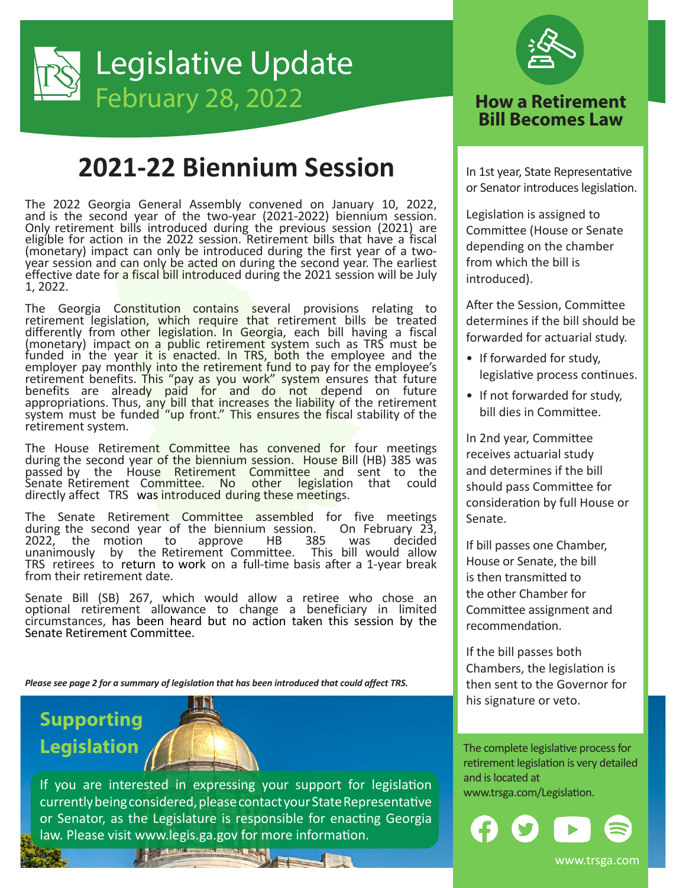# Legislative Update

February 28, 2022

## 2021-22 Biennium Session

The 2022 Georgia General Assembly convened on January 10, 2022, and is the second year of the two-year (2021-2022) biennium session. Only retirement bills introduced during the previous session (2021) are eligible for action in the 2022 session. Retirement bills that have a fiscal (monetary) impact can only be introduced during the first year of a two-year session and can only be acted on during the second year. The earliest effective date for a fiscal bill introduced during the 2021 session will be July 1, 2022.

The Georgia Constitution contains several provisions relating to retirement legislation, which require that retirement bills be treated differently from other legislation. In Georgia, each bill having a fiscal (monetary) impact on a public retirement system such as TRS must be funded in the year it is enacted. In TRS, both the employee and the employer pay monthly into the retirement fund to pay for the employee's retirement benefits. This "pay as you work" system ensures that future benefits are already paid for and do not depend on future appropriations. Thus, any bill that increases the liability of the retirement system must be funded "up front." This ensures the fiscal stability of the retirement system.

The House Retirement Committee has convened for four meetings during the second year of the biennium session. House Bill (HB) 385 was passed by the House Retirement Committee and sent to the Senate Retirement Committee. No other legislation that could directly affect TRS was introduced during these meetings.

The Senate Retirement Committee assembled for five meetings during the second year of the biennium session. On February 23, 2022, the motion to approve HB 385 was decided unanimously by the Retirement Committee. This bill would allow TRS retirees to return to work on a full-time basis after a 1-year break from their retirement date.

Senate Bill (SB) 267, which would allow a retiree who chose an optional retirement allowance to change a beneficiary in limited circumstances, has been heard but no action taken this session by the Senate Retirement Committee.

*Please see page 2 for a summary of legislation that has been introduced that could affect TRS.*

### Supporting Legislation

If you are interested in expressing your support for legislation currently being considered, please contact your State Representative or Senator, as the Legislature is responsible for enacting Georgia law. Please visit www.legis.ga.gov for more information.

### How a Retirement Bill Becomes Law

In 1st year, State Representative or Senator introduces legislation.

Legislation is assigned to Committee (House or Senate depending on the chamber from which the bill is introduced).

After the Session, Committee determines if the bill should be forwarded for actuarial study.

- If forwarded for study, legislative process continues.
- If not forwarded for study, bill dies in Committee.

In 2nd year, Committee receives actuarial study and determines if the bill should pass Committee for consideration by full House or Senate.

If bill passes one Chamber, House or Senate, the bill is then transmitted to the other Chamber for Committee assignment and recommendation.

If the bill passes both Chambers, the legislation is then sent to the Governor for his signature or veto.

The complete legislative process for retirement legislation is very detailed and is located at www.trsga.com/Legislation.

www.trsga.com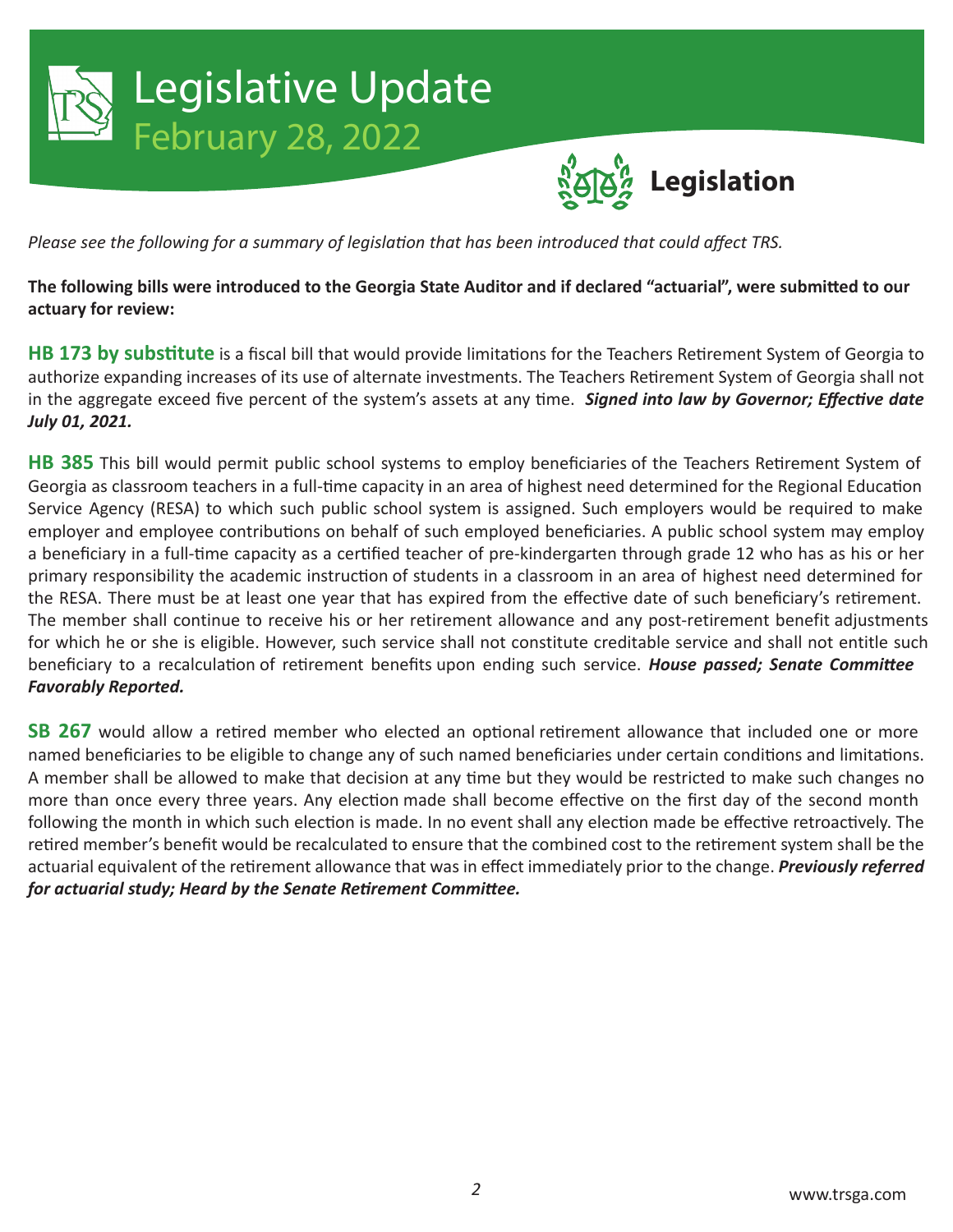# Legislative Update

## February 28, 2022

## Legislation

*Please see the following for a summary of legislation that has been introduced that could affect TRS.*

**The following bills were introduced to the Georgia State Auditor and if declared "actuarial", were submitted to our actuary for review:**

**HB 173 by substitute** is a fiscal bill that would provide limitations for the Teachers Retirement System of Georgia to authorize expanding increases of its use of alternate investments. The Teachers Retirement System of Georgia shall not in the aggregate exceed five percent of the system's assets at any time. ***Signed into law by Governor; Effective date July 01, 2021.***

**HB 385** This bill would permit public school systems to employ beneficiaries of the Teachers Retirement System of Georgia as classroom teachers in a full-time capacity in an area of highest need determined for the Regional Education Service Agency (RESA) to which such public school system is assigned. Such employers would be required to make employer and employee contributions on behalf of such employed beneficiaries. A public school system may employ a beneficiary in a full-time capacity as a certified teacher of pre-kindergarten through grade 12 who has as his or her primary responsibility the academic instruction of students in a classroom in an area of highest need determined for the RESA. There must be at least one year that has expired from the effective date of such beneficiary's retirement. The member shall continue to receive his or her retirement allowance and any post-retirement benefit adjustments for which he or she is eligible. However, such service shall not constitute creditable service and shall not entitle such beneficiary to a recalculation of retirement benefits upon ending such service. ***House passed; Senate Committee Favorably Reported.***

**SB 267** would allow a retired member who elected an optional retirement allowance that included one or more named beneficiaries to be eligible to change any of such named beneficiaries under certain conditions and limitations. A member shall be allowed to make that decision at any time but they would be restricted to make such changes no more than once every three years. Any election made shall become effective on the first day of the second month following the month in which such election is made. In no event shall any election made be effective retroactively. The retired member's benefit would be recalculated to ensure that the combined cost to the retirement system shall be the actuarial equivalent of the retirement allowance that was in effect immediately prior to the change. ***Previously referred for actuarial study; Heard by the Senate Retirement Committee.***